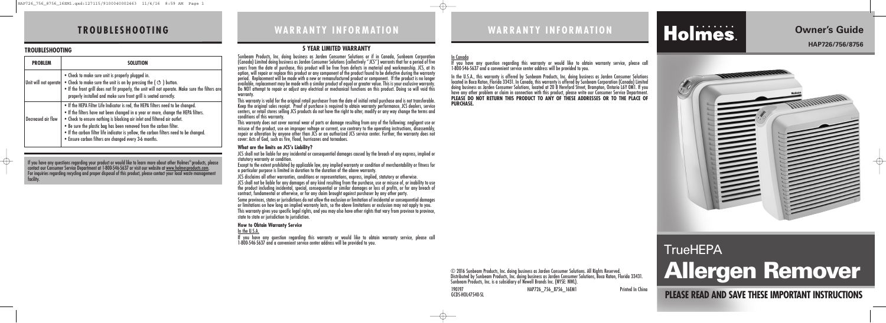# TROUBLESHOOTING

## TROUBLESHOOTING

| PROBLEM | SOLUTION |
|---|---|
| Unit will not operate | • Check to make sure unit is properly plugged in.<br>• Check to make sure the unit is on by pressing the ( ⏻ ) button.<br>• If the front grill does not fit properly, the unit will not operate. Make sure the filters are properly installed and make sure front grill is seated correctly. |
| Decreased air flow | • If the HEPA Filter Life Indicator is red, the HEPA filters need to be changed.<br>• If the filters have not been changed in a year or more, change the HEPA filters.<br>• Check to ensure nothing is blocking air inlet and filtered air outlet.<br>• Be sure the plastic bag has been removed from the carbon filter.<br>• If the carbon filter life indicator is yellow, the carbon filters need to be changed.<br>• Ensure carbon filters are changed every 3-6 months. |

If you have any questions regarding your product or would like to learn more about other Holmes® products, please contact our Consumer Service Department at 1-800-546-5637 or visit our website at www.holmesproducts.com. For inquiries regarding recycling and proper disposal of this product, please contact your local waste management facility.

# WARRANTY INFORMATION

### 5 YEAR LIMITED WARRANTY

Sunbeam Products, Inc. doing business as Jarden Consumer Solutions or if in Canada, Sunbeam Corporation (Canada) Limited doing business as Jarden Consumer Solutions (collectively "JCS") warrants that for a period of five years from the date of purchase, this product will be free from defects in material and workmanship. JCS, at its option, will repair or replace this product or any component of the product found to be defective during the warranty period. Replacement will be made with a new or remanufactured product or component. If the product is no longer available, replacement may be made with a similar product of equal or greater value. This is your exclusive warranty. Do NOT attempt to repair or adjust any electrical or mechanical functions on this product. Doing so will void this warranty.

This warranty is valid for the original retail purchaser from the date of initial retail purchase and is not transferable. Keep the original sales receipt. Proof of purchase is required to obtain warranty performance. JCS dealers, service centers, or retail stores selling JCS products do not have the right to alter, modify or any way change the terms and conditions of this warranty.

This warranty does not cover normal wear of parts or damage resulting from any of the following: negligent use or misuse of the product, use on improper voltage or current, use contrary to the operating instructions, disassembly, repair or alteration by anyone other than JCS or an authorized JCS service center. Further, the warranty does not cover: Acts of God, such as fire, flood, hurricanes and tornadoes.

**What are the limits on JCS's Liability?**

JCS shall not be liable for any incidental or consequential damages caused by the breach of any express, implied or statutory warranty or condition.

Except to the extent prohibited by applicable law, any implied warranty or condition of merchantability or fitness for a particular purpose is limited in duration to the duration of the above warranty.

JCS disclaims all other warranties, conditions or representations, express, implied, statutory or otherwise.

JCS shall not be liable for any damages of any kind resulting from the purchase, use or misuse of, or inability to use the product including incidental, special, consequential or similar damages or loss of profits, or for any breach of contract, fundamental or otherwise, or for any claim brought against purchaser by any other party.

Some provinces, states or jurisdictions do not allow the exclusion or limitation of incidental or consequential damages or limitations on how long an implied warranty lasts, so the above limitations or exclusion may not apply to you.

This warranty gives you specific legal rights, and you may also have other rights that vary from province to province, state to state or jurisdiction to jurisdiction.

**How to Obtain Warranty Service**

In the U.S.A.

If you have any question regarding this warranty or would like to obtain warranty service, please call 1-800-546-5637 and a convenient service center address will be provided to you.

# WARRANTY INFORMATION

In Canada

If you have any question regarding this warranty or would like to obtain warranty service, please call 1-800-546-5637 and a convenient service center address will be provided to you.

In the U.S.A., this warranty is offered by Sunbeam Products, Inc. doing business as Jarden Consumer Solutions located in Boca Raton, Florida 33431. In Canada, this warranty is offered by Sunbeam Corporation (Canada) Limited doing business as Jarden Consumer Solutions, located at 20 B Hereford Street, Brampton, Ontario L6Y 0M1. If you have any other problem or claim in connection with this product, please write our Consumer Service Department. **PLEASE DO NOT RETURN THIS PRODUCT TO ANY OF THESE ADDRESSES OR TO THE PLACE OF PURCHASE.**

© 2016 Sunbeam Products, Inc. doing business as Jarden Consumer Solutions. All Rights Reserved.
Distributed by Sunbeam Products, Inc. doing business as Jarden Consumer Solutions, Boca Raton, Florida 33431.
Sunbeam Products, Inc. is a subsidiary of Newell Brands Inc. (NYSE: NWL).

190197 HAP726_756_8756_16EM1 Printed In China
GCDS-HOL47540-SL

# Holmes

## Owner's Guide

**HAP726/756/8756**

# TrueHEPA
# Allergen Remover

**PLEASE READ AND SAVE THESE IMPORTANT INSTRUCTIONS**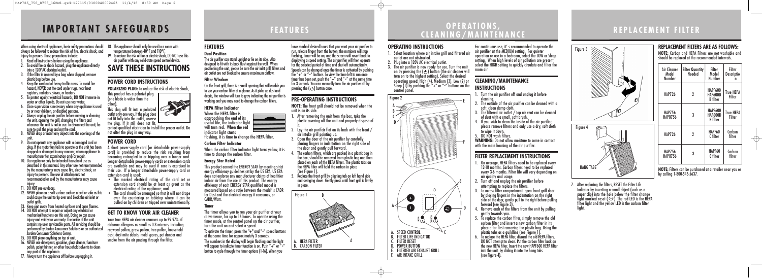# IMPORTANT SAFEGUARDS

When using electrical appliances, basic safety precautions should always be followed to reduce the risk of fire, electric shock, and injury to persons. These precautions include:

1. Read all instructions before using the appliance.
2. To avoid fire or shock hazard, plug the appliance directly into a 120V AC electrical outlet.
3. If the filter is covered by a bag when shipped, remove plastic bag before use.
4. Keep the cord out of heavy traffic areas. To avoid fire hazard, NEVER put the cord under rugs, near heat registers, radiators, stoves, or heaters.
5. To protect against electrical hazards, DO NOT immerse in water or other liquids. Do not use near water.
6. Close supervision is necessary when any appliance is used by or near children, or disabled persons.
7. Always unplug the air purifier before moving or cleaning the unit, opening the grill, changing the filters and whenever the unit is not in use. To disconnect the unit, be sure to pull the plug and not the cord.
8. NEVER drop or insert any objects into the openings of the unit.
9. Do not operate any appliance with a damaged cord or plug. If the motor fan fails to operate or the unit has been dropped or damaged in any manner, return appliance to manufacturer for examination and/or repair.
10. Use appliance only for intended household use as described in this manual. Any other use not recommended by the manufacturer may cause fire, electric shock, or injury to persons. The use of attachments not recommended or sold by the manufacturer may cause injury.
11. DO NOT use outdoors.
12. NEVER place on a soft surface such as a bed or sofa as this could cause the unit to tip over and block the air inlet or outlet grills.
13. Keep unit away from heated surfaces and open flames.
14. DO NOT attempt to repair or adjust any electrical or mechanical functions on this unit. Doing so can cause injury and void your warranty. The inside of the unit contains no user serviceable parts. All servicing should be performed by Jarden Consumer Solutions or an authorized Jarden Consumer Solutions Center.
15. DO NOT place anything on top of unit.
16. NEVER use detergents, gasoline, glass cleaner, furniture polish, paint thinner, or other household solvents to clean any part of the appliance.
17. Always turn the appliance off before unplugging it.
18. This appliance should only be used in a room with temperatures between 40°F and 110°F.
19. To reduce the risk of fire or electric shock, DO NOT use this air purifier with any solid-state speed control device.

## SAVE THESE INSTRUCTIONS

## POWER CORD INSTRUCTIONS

**POLARIZED PLUG:** To reduce the risk of electric shock, This product has a polarized plug (one blade is wider than the other).

This plug will fit into a polarized outlet only one way. If the plug does not fit fully into the outlet, reverse the plug. If it still does not fit, contact qualified electrician to install the proper outlet. Do not alter the plug in any way.

## POWER CORD

A short power-supply cord (or detachable power-supply cord) is provided to reduce the risk resulting from becoming entangled in or tripping over a longer cord. Longer detachable power-supply cords or extension cords are available and may be used if care is exercised in their use. If a longer detachable power-supply cord or extension cord is used:

- The marked electrical rating of the cord set or extension cord should be at least as great as the electrical rating of the appliance; and
- The cord should be arranged so that it will not drape over the countertop or tabletop where it can be pulled on by children or tripped over unintentionally.

## GET TO KNOW YOUR AIR CLEANER

Your true HEPA air cleaner removes up to 99.97% of airborne allergens as small as 0.3 microns, including ragweed pollen, grass pollen, tree pollen, household dust, dust mite debris, mold spores, pet dander and smoke from the air passing through the filter.

# FEATURES

## FEATURES

### Dual Position

The air purifier can stand upright or lie on its side. Also designed to fit with its back flush against the wall. When positioning the unit, please be sure the air inlet grill, filters and air outlet are not blocked to ensure maximum airflow.

### Filter Window

On the front grill, there is a small opening that will enable you to see your carbon filter at a glance. As it picks up dust and debris, the window will turn to gray indicating the air purifier is working and you may need to change the carbon filters.

### HEPA Filter Indicator

When the HEPA filter is approaching the end of its useful life, the indicator light will turn red. When the red indicator light starts flashing, it is time to change the HEPA filter.

### Carbon Filter Indicator

When the carbon filter indicator light turns yellow, it is time to change the carbon filter.

### Energy Star Rated

This product earned the ENERGY STAR by meeting strict energy efficiency guidelines set by the US EPA. US EPA does not endorse any manufacturer claims of healthier indoor air from the use of this product. The energy efficiency of each ENERGY STAR qualified model is measured based on a ratio between the model' s CADR for Dust and the electrical energy it consumes, or CADR/Watt.

### Timer

The timer allows you to run your air purifier at your convenience, for up to 16 hours. To operate using the timer mode, at the control panel on the air purifier, turn the unit on and select a speed.

To activate the timer, press the "+" and "-" speed buttons at the same time for approximately 3 seconds.

The numbers in the display will begin flashing and the light will appear to indicate timer function is on. Push "+" or "-" button to cycle through the timer options (1-16). When you have reached desired hours that you want your air purifier to run, release finger from the button; the numbers will stop flashing, timer will be on, and the screen will revert back to displaying a speed setting. The air purifier will then operate for the selected period of time and shut off automatically. Speeds can be changed once the timer is activated by pushing the "+" or "-" buttons. To view the time left to run once timer has been set, push the "+" and "-" at the same time for 3 seconds. You can manually turn the air purifier off by pressing the (⏻) button once.

Figure 1

A. HEPA FILTER
B. CARBON FILTER

# OPERATIONS, CLEANING/MAINTENANCE

## OPERATING INSTRUCTIONS

1. Select location where air intake grill and filtered air outlet are not obstructed.
2. Plug into a 120V AC electrical outlet.
3. The air purifier is now ready for use. Turn the unit on by pressing the (⏻) button (the air cleaner will turn on to the highest setting). Select the desired operating speed: High (4), Medium (3), Low (2) or Sleep (1) by pushing the "+" or "-" buttons on the control panel.

For continuous use, it' s recommended to operate the air purifier at the MEDIUM setting. For quieter operation or use in a bedroom, select the LOW or Sleep setting. When high levels of air pollution are present, select the HIGH setting to quickly circulate and filter the room air.

## PRE-OPERATING INSTRUCTIONS

**NOTE:** The front grill should not be removed when the unit is on its side.

1. After removing the unit from the box, take the plastic covering off the unit and properly dispose of it.
2. Lay the air purifier flat on its back with the front / air intake grill pointing up.
3. Open the door of the air purifier by carefully placing fingers in indentation on the right side of the door and gently pull forward.
4. The carbon filters, which are packed in a plastic bag in the box, should be removed from plastic bag and then placed on each of the HEPA filters. The plastic tabs on the HEPA filter will hold the carbon in place (see Figure 1).
5. Replace the front grill by aligning tab on left hand side and swinging down. Gently press until front grill is firmly in place.

Figure 2

A. SPEED CONTROL
B. FILTER LIFE INDICATOR
C. FILTER RESET
D. POWER BUTTON
E. FILTERED AIR EXHAUST GRILL
F. AIR INTAKE GRILL

## CLEANING/MAINTENANCE INSTRUCTIONS

1. Turn the air purifier off and unplug it before cleaning.
2. The outside of the air purifier can be cleaned with a soft, clean damp cloth.
3. The filtered air outlet / top air vent can be cleaned of dust with a small, soft brush.
4. If you wish to clean the inside of the air purifier, please remove filters and only use a dry, soft cloth to wipe it down.
5. DO NOT wash filters.

**WARNING:** Do not allow moisture to come in contact with the main housing of the air purifier.

## FILTER REPLACEMENT INSTRUCTIONS

1. On average, HEPA filters need to be replaced every 12-18 months. Carbon filters need to be replaced every 3-6 months. Filter life will vary depending on air quality and usage.
2. Turn off and unplug the air purifier before attempting to replace the filters.
3. To access filter compartment, open front grill door by placing fingers in the indentation on the right side of the door, gently pull to the right before pulling forward (see Figure 3).
4. Remove each of the filters from the unit by pulling gently towards you.
5. To replace the carbon filter, simply remove the old carbon filter and insert a new carbon filter in its place after first removing the plastic bag. Using the plastic tabs as a guideline (see Figure 1).
6. To replace the HEPA filter, discard the old HEPA filters. DO NOT attempt to clean. Put the carbon filter back on the new HEPA filter. Insert the new HAPF600 HEPA filter into the unit, by sliding it onto the hang tabs (see Figure 4).
7. After replacing the filters, RESET the Filter Life Indicator by inserting a small object (such as a paper clip) into the hole below the filter change light marked reset (↺). The red LED is the HEPA filter light and the yellow LED is the carbon filter light.

# REPLACEMENT FILTER

Figure 3

Figure 4

HANG TABS

## REPLACEMENT FILTERS ARE AS FOLLOWS:

**NOTE:** Carbon and HEPA Filters are not washable and should be replaced at the recommended intervals.

| Air Cleaner Model Number | Filter Quantity Needed | Filter Model Number | Filter Description |
|---|---|---|---|
| HAP726 | 2 | HAPF600 HAPF600D B filter | True HEPA Filter |
| HAP756 HAP8756 | 3 | HAPF600 HAPF600D B filter | True HEPA Filter |
| HAP726 | 2 | HAPF60 C filter | Carbon filter |
| HAP756 HAP8756 | 3 | HAPF60 C filter | Carbon filter |

**NOTE:** Filters can be purchased at a retailer near you or by calling 1-800-546-5637.